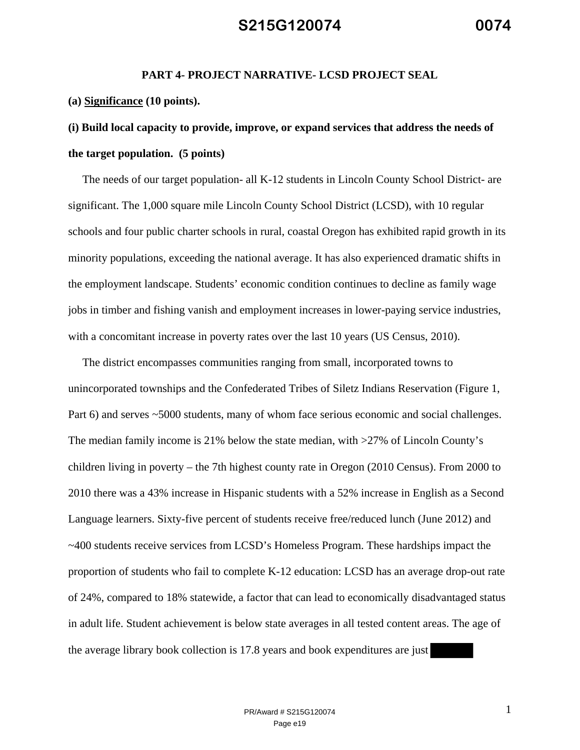## PART 4- PROJECT NARRATIVE- LCSD PROJECT SEAL

**(a) <u>Significance</u> (10 points).**

**(i) Build local capacity to provide, improve, or expand services that address the needs of the target population. (5 points)**

The needs of our target population- all K-12 students in Lincoln County School District- are significant. The 1,000 square mile Lincoln County School District (LCSD), with 10 regular schools and four public charter schools in rural, coastal Oregon has exhibited rapid growth in its minority populations, exceeding the national average. It has also experienced dramatic shifts in the employment landscape. Students' economic condition continues to decline as family wage jobs in timber and fishing vanish and employment increases in lower-paying service industries, with a concomitant increase in poverty rates over the last 10 years (US Census, 2010).

The district encompasses communities ranging from small, incorporated towns to unincorporated townships and the Confederated Tribes of Siletz Indians Reservation (Figure 1, Part 6) and serves ~5000 students, many of whom face serious economic and social challenges. The median family income is 21% below the state median, with >27% of Lincoln County's children living in poverty – the 7th highest county rate in Oregon (2010 Census). From 2000 to 2010 there was a 43% increase in Hispanic students with a 52% increase in English as a Second Language learners. Sixty-five percent of students receive free/reduced lunch (June 2012) and ~400 students receive services from LCSD's Homeless Program. These hardships impact the proportion of students who fail to complete K-12 education: LCSD has an average drop-out rate of 24%, compared to 18% statewide, a factor that can lead to economically disadvantaged status in adult life. Student achievement is below state averages in all tested content areas. The age of the average library book collection is 17.8 years and book expenditures are just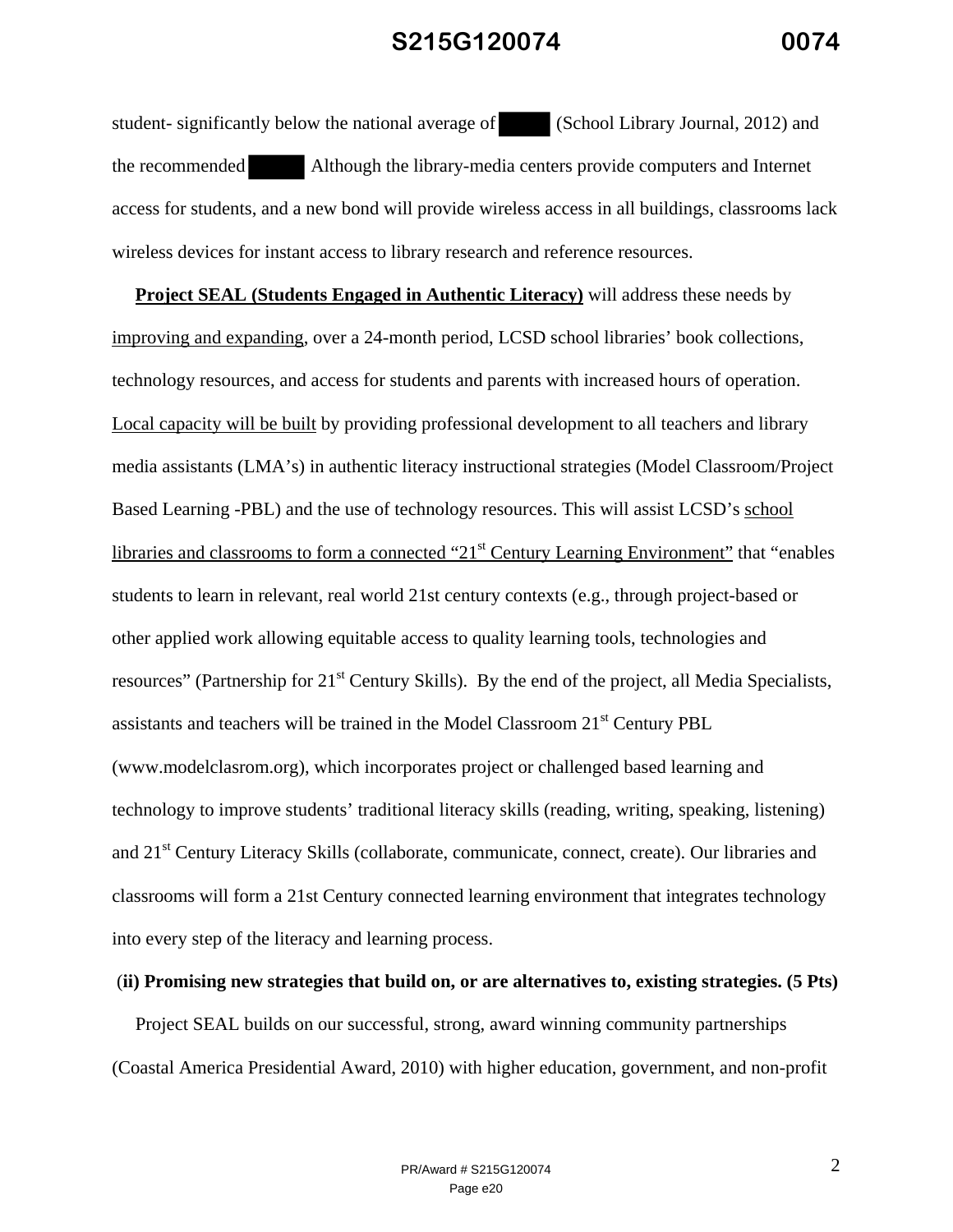student- significantly below the national average of [redacted] (School Library Journal, 2012) and the recommended [redacted] Although the library-media centers provide computers and Internet access for students, and a new bond will provide wireless access in all buildings, classrooms lack wireless devices for instant access to library research and reference resources.

**Project SEAL (Students Engaged in Authentic Literacy)** will address these needs by improving and expanding, over a 24-month period, LCSD school libraries' book collections, technology resources, and access for students and parents with increased hours of operation. Local capacity will be built by providing professional development to all teachers and library media assistants (LMA's) in authentic literacy instructional strategies (Model Classroom/Project Based Learning -PBL) and the use of technology resources. This will assist LCSD's school libraries and classrooms to form a connected "21st Century Learning Environment" that "enables students to learn in relevant, real world 21st century contexts (e.g., through project-based or other applied work allowing equitable access to quality learning tools, technologies and resources" (Partnership for 21st Century Skills). By the end of the project, all Media Specialists, assistants and teachers will be trained in the Model Classroom 21st Century PBL (www.modelclasrom.org), which incorporates project or challenged based learning and technology to improve students' traditional literacy skills (reading, writing, speaking, listening) and 21st Century Literacy Skills (collaborate, communicate, connect, create). Our libraries and classrooms will form a 21st Century connected learning environment that integrates technology into every step of the literacy and learning process.

**(ii) Promising new strategies that build on, or are alternatives to, existing strategies. (5 Pts)**

Project SEAL builds on our successful, strong, award winning community partnerships (Coastal America Presidential Award, 2010) with higher education, government, and non-profit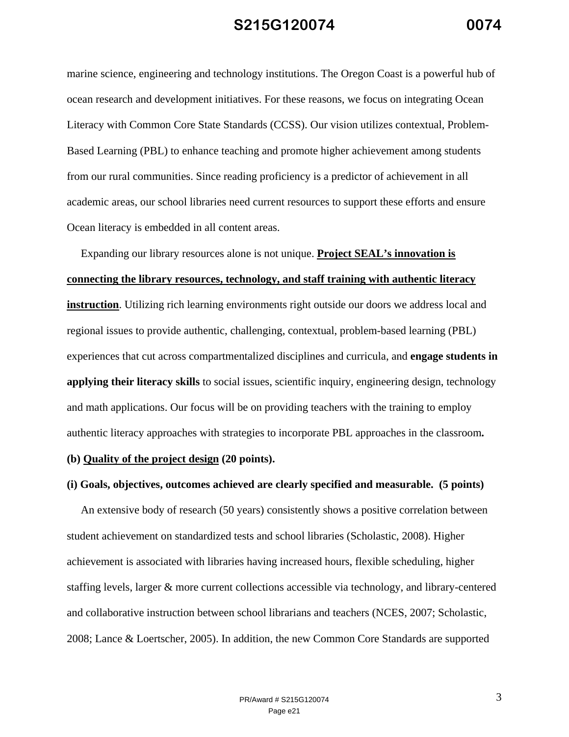marine science, engineering and technology institutions. The Oregon Coast is a powerful hub of ocean research and development initiatives. For these reasons, we focus on integrating Ocean Literacy with Common Core State Standards (CCSS). Our vision utilizes contextual, Problem-Based Learning (PBL) to enhance teaching and promote higher achievement among students from our rural communities. Since reading proficiency is a predictor of achievement in all academic areas, our school libraries need current resources to support these efforts and ensure Ocean literacy is embedded in all content areas.

Expanding our library resources alone is not unique. **Project SEAL's innovation is connecting the library resources, technology, and staff training with authentic literacy instruction**. Utilizing rich learning environments right outside our doors we address local and regional issues to provide authentic, challenging, contextual, problem-based learning (PBL) experiences that cut across compartmentalized disciplines and curricula, and **engage students in applying their literacy skills** to social issues, scientific inquiry, engineering design, technology and math applications. Our focus will be on providing teachers with the training to employ authentic literacy approaches with strategies to incorporate PBL approaches in the classroom**.**

**(b) Quality of the project design (20 points).**

**(i) Goals, objectives, outcomes achieved are clearly specified and measurable. (5 points)**

An extensive body of research (50 years) consistently shows a positive correlation between student achievement on standardized tests and school libraries (Scholastic, 2008). Higher achievement is associated with libraries having increased hours, flexible scheduling, higher staffing levels, larger & more current collections accessible via technology, and library-centered and collaborative instruction between school librarians and teachers (NCES, 2007; Scholastic, 2008; Lance & Loertscher, 2005). In addition, the new Common Core Standards are supported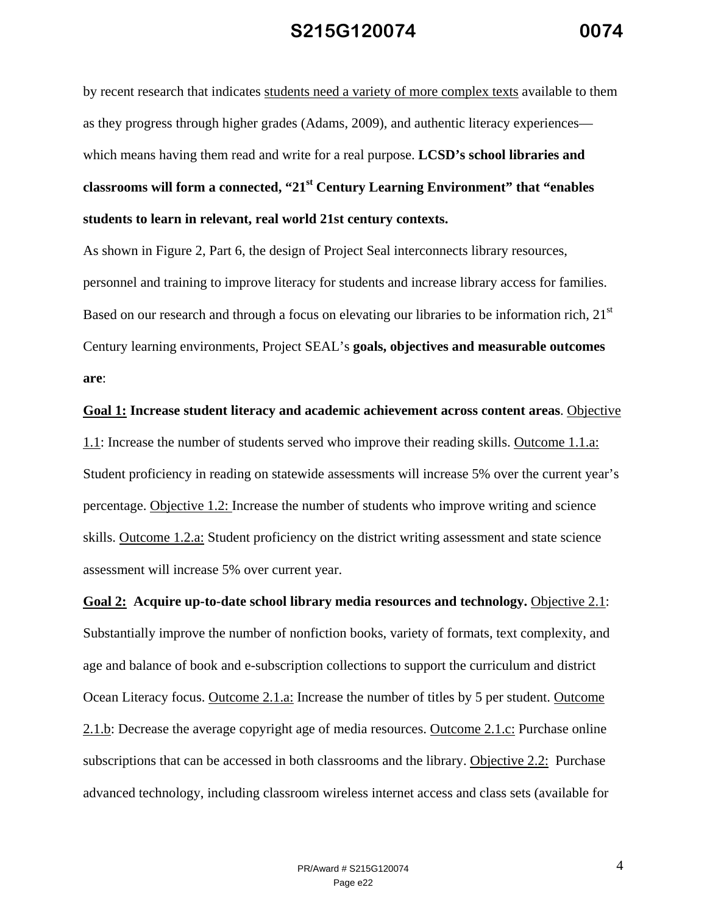by recent research that indicates students need a variety of more complex texts available to them as they progress through higher grades (Adams, 2009), and authentic literacy experiences—which means having them read and write for a real purpose. **LCSD's school libraries and classrooms will form a connected, "21st Century Learning Environment" that "enables students to learn in relevant, real world 21st century contexts.**

As shown in Figure 2, Part 6, the design of Project Seal interconnects library resources, personnel and training to improve literacy for students and increase library access for families. Based on our research and through a focus on elevating our libraries to be information rich, 21st Century learning environments, Project SEAL's **goals, objectives and measurable outcomes are**:

**Goal 1: Increase student literacy and academic achievement across content areas**. Objective 1.1: Increase the number of students served who improve their reading skills. Outcome 1.1.a: Student proficiency in reading on statewide assessments will increase 5% over the current year's percentage. Objective 1.2: Increase the number of students who improve writing and science skills. Outcome 1.2.a: Student proficiency on the district writing assessment and state science assessment will increase 5% over current year.

**Goal 2: Acquire up-to-date school library media resources and technology.** Objective 2.1: Substantially improve the number of nonfiction books, variety of formats, text complexity, and age and balance of book and e-subscription collections to support the curriculum and district Ocean Literacy focus. Outcome 2.1.a: Increase the number of titles by 5 per student. Outcome 2.1.b: Decrease the average copyright age of media resources. Outcome 2.1.c: Purchase online subscriptions that can be accessed in both classrooms and the library. Objective 2.2: Purchase advanced technology, including classroom wireless internet access and class sets (available for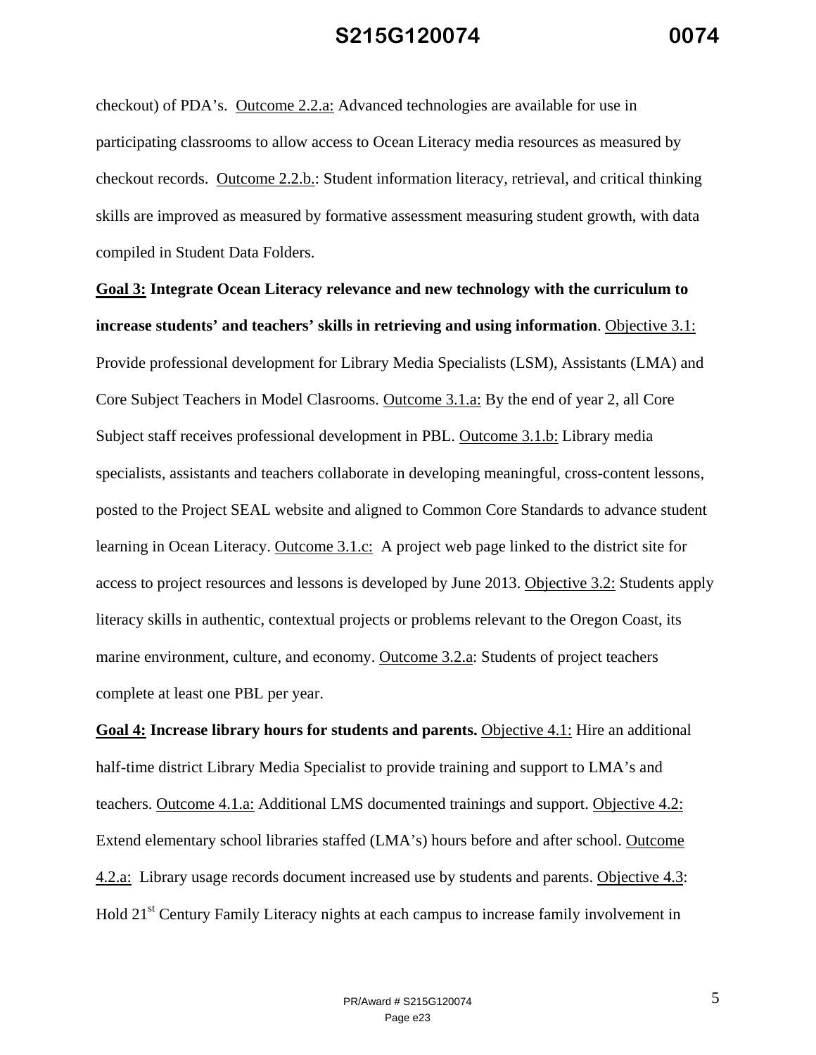checkout) of PDA's. Outcome 2.2.a: Advanced technologies are available for use in participating classrooms to allow access to Ocean Literacy media resources as measured by checkout records. Outcome 2.2.b.: Student information literacy, retrieval, and critical thinking skills are improved as measured by formative assessment measuring student growth, with data compiled in Student Data Folders.

**Goal 3: Integrate Ocean Literacy relevance and new technology with the curriculum to increase students' and teachers' skills in retrieving and using information**. Objective 3.1: Provide professional development for Library Media Specialists (LSM), Assistants (LMA) and Core Subject Teachers in Model Clasrooms. Outcome 3.1.a: By the end of year 2, all Core Subject staff receives professional development in PBL. Outcome 3.1.b: Library media specialists, assistants and teachers collaborate in developing meaningful, cross-content lessons, posted to the Project SEAL website and aligned to Common Core Standards to advance student learning in Ocean Literacy. Outcome 3.1.c: A project web page linked to the district site for access to project resources and lessons is developed by June 2013. Objective 3.2: Students apply literacy skills in authentic, contextual projects or problems relevant to the Oregon Coast, its marine environment, culture, and economy. Outcome 3.2.a: Students of project teachers complete at least one PBL per year.

**Goal 4: Increase library hours for students and parents.** Objective 4.1: Hire an additional half-time district Library Media Specialist to provide training and support to LMA's and teachers. Outcome 4.1.a: Additional LMS documented trainings and support. Objective 4.2: Extend elementary school libraries staffed (LMA's) hours before and after school. Outcome 4.2.a: Library usage records document increased use by students and parents. Objective 4.3: Hold 21st Century Family Literacy nights at each campus to increase family involvement in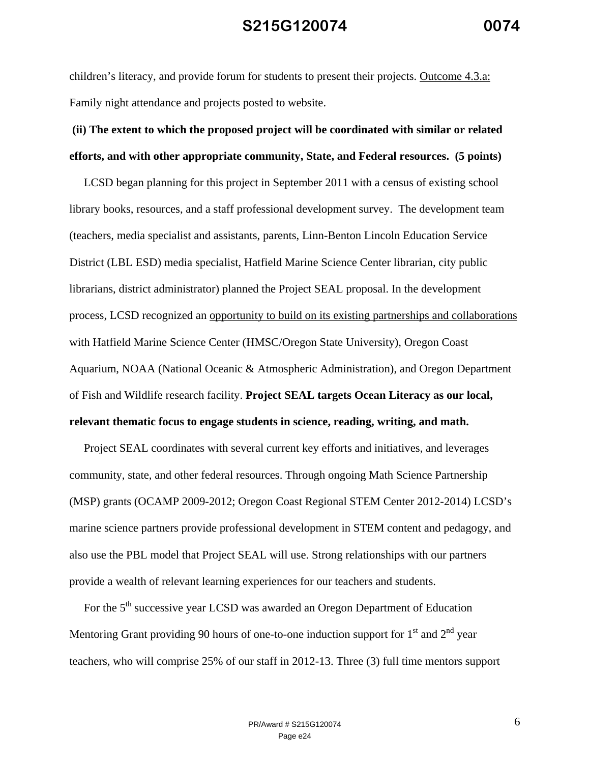children's literacy, and provide forum for students to present their projects. Outcome 4.3.a: Family night attendance and projects posted to website.

**(ii) The extent to which the proposed project will be coordinated with similar or related efforts, and with other appropriate community, State, and Federal resources. (5 points)**

LCSD began planning for this project in September 2011 with a census of existing school library books, resources, and a staff professional development survey. The development team (teachers, media specialist and assistants, parents, Linn-Benton Lincoln Education Service District (LBL ESD) media specialist, Hatfield Marine Science Center librarian, city public librarians, district administrator) planned the Project SEAL proposal. In the development process, LCSD recognized an opportunity to build on its existing partnerships and collaborations with Hatfield Marine Science Center (HMSC/Oregon State University), Oregon Coast Aquarium, NOAA (National Oceanic & Atmospheric Administration), and Oregon Department of Fish and Wildlife research facility. **Project SEAL targets Ocean Literacy as our local, relevant thematic focus to engage students in science, reading, writing, and math.**

Project SEAL coordinates with several current key efforts and initiatives, and leverages community, state, and other federal resources. Through ongoing Math Science Partnership (MSP) grants (OCAMP 2009-2012; Oregon Coast Regional STEM Center 2012-2014) LCSD's marine science partners provide professional development in STEM content and pedagogy, and also use the PBL model that Project SEAL will use. Strong relationships with our partners provide a wealth of relevant learning experiences for our teachers and students.

For the 5th successive year LCSD was awarded an Oregon Department of Education Mentoring Grant providing 90 hours of one-to-one induction support for 1st and 2nd year teachers, who will comprise 25% of our staff in 2012-13. Three (3) full time mentors support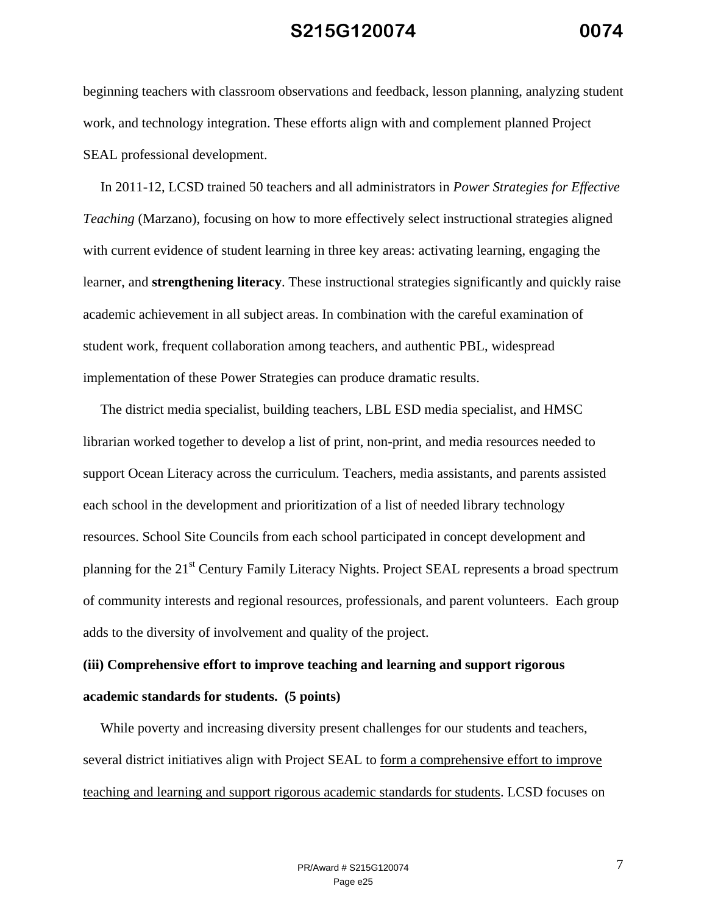beginning teachers with classroom observations and feedback, lesson planning, analyzing student work, and technology integration. These efforts align with and complement planned Project SEAL professional development.

In 2011-12, LCSD trained 50 teachers and all administrators in *Power Strategies for Effective Teaching* (Marzano), focusing on how to more effectively select instructional strategies aligned with current evidence of student learning in three key areas: activating learning, engaging the learner, and **strengthening literacy**. These instructional strategies significantly and quickly raise academic achievement in all subject areas. In combination with the careful examination of student work, frequent collaboration among teachers, and authentic PBL, widespread implementation of these Power Strategies can produce dramatic results.

The district media specialist, building teachers, LBL ESD media specialist, and HMSC librarian worked together to develop a list of print, non-print, and media resources needed to support Ocean Literacy across the curriculum. Teachers, media assistants, and parents assisted each school in the development and prioritization of a list of needed library technology resources. School Site Councils from each school participated in concept development and planning for the 21st Century Family Literacy Nights. Project SEAL represents a broad spectrum of community interests and regional resources, professionals, and parent volunteers. Each group adds to the diversity of involvement and quality of the project.

**(iii) Comprehensive effort to improve teaching and learning and support rigorous academic standards for students. (5 points)**

While poverty and increasing diversity present challenges for our students and teachers, several district initiatives align with Project SEAL to <u>form a comprehensive effort to improve teaching and learning and support rigorous academic standards for students</u>. LCSD focuses on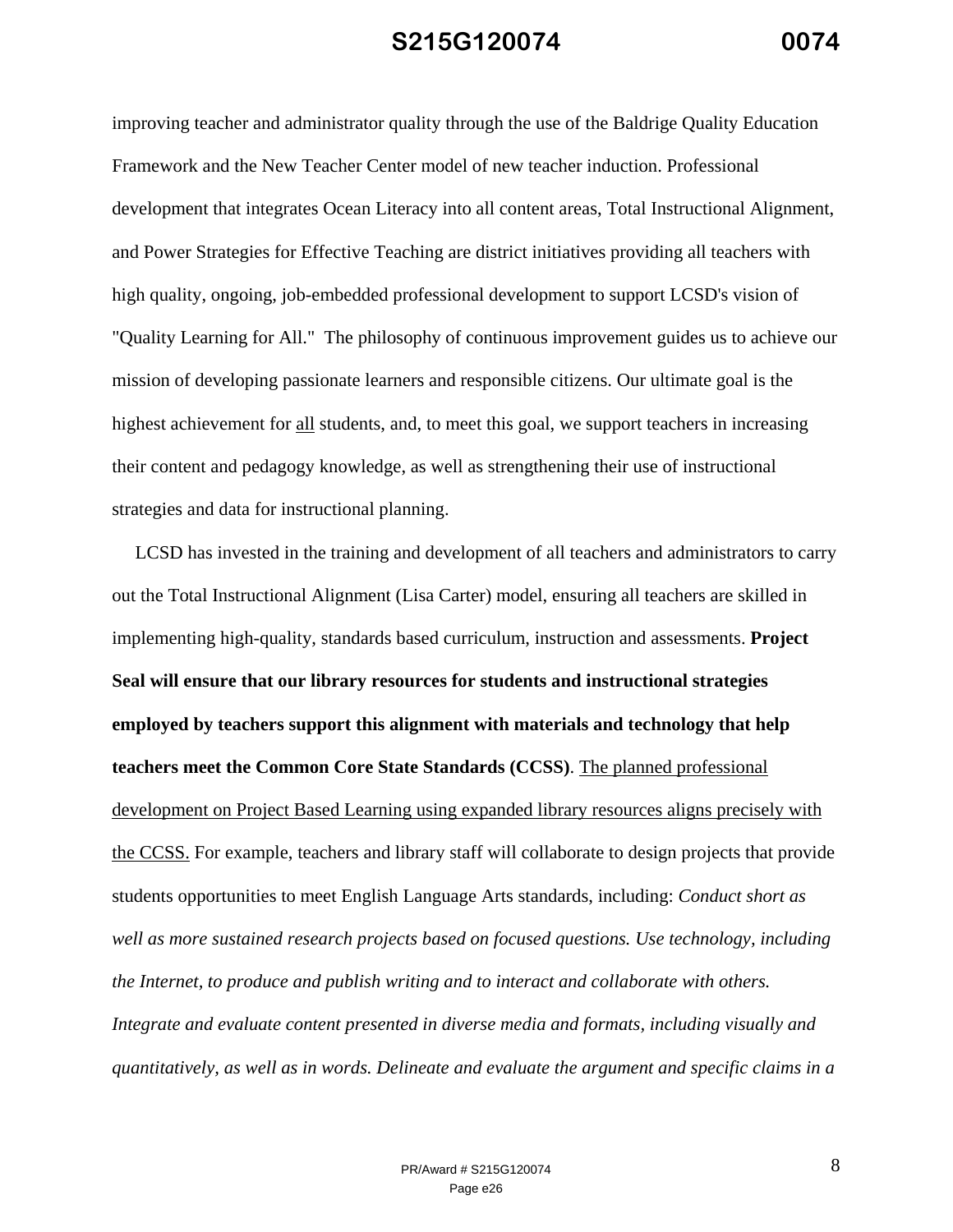improving teacher and administrator quality through the use of the Baldrige Quality Education Framework and the New Teacher Center model of new teacher induction. Professional development that integrates Ocean Literacy into all content areas, Total Instructional Alignment, and Power Strategies for Effective Teaching are district initiatives providing all teachers with high quality, ongoing, job-embedded professional development to support LCSD's vision of "Quality Learning for All." The philosophy of continuous improvement guides us to achieve our mission of developing passionate learners and responsible citizens. Our ultimate goal is the highest achievement for <u>all</u> students, and, to meet this goal, we support teachers in increasing their content and pedagogy knowledge, as well as strengthening their use of instructional strategies and data for instructional planning.

LCSD has invested in the training and development of all teachers and administrators to carry out the Total Instructional Alignment (Lisa Carter) model, ensuring all teachers are skilled in implementing high-quality, standards based curriculum, instruction and assessments. **Project Seal will ensure that our library resources for students and instructional strategies employed by teachers support this alignment with materials and technology that help teachers meet the Common Core State Standards (CCSS)**. <u>The planned professional development on Project Based Learning using expanded library resources aligns precisely with the CCSS.</u> For example, teachers and library staff will collaborate to design projects that provide students opportunities to meet English Language Arts standards, including: *Conduct short as well as more sustained research projects based on focused questions. Use technology, including the Internet, to produce and publish writing and to interact and collaborate with others. Integrate and evaluate content presented in diverse media and formats, including visually and quantitatively, as well as in words. Delineate and evaluate the argument and specific claims in a*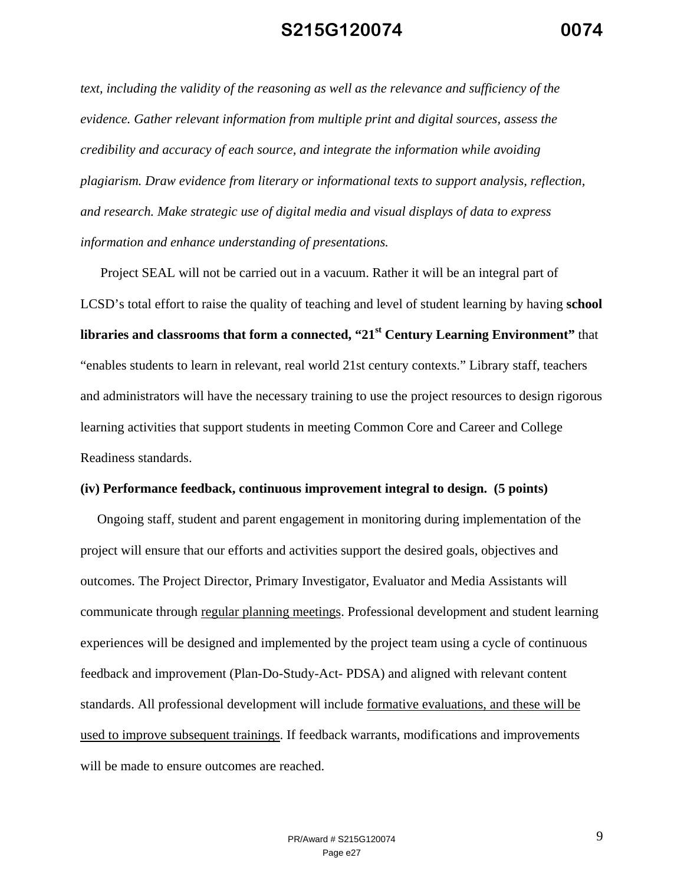*text, including the validity of the reasoning as well as the relevance and sufficiency of the evidence. Gather relevant information from multiple print and digital sources, assess the credibility and accuracy of each source, and integrate the information while avoiding plagiarism. Draw evidence from literary or informational texts to support analysis, reflection, and research. Make strategic use of digital media and visual displays of data to express information and enhance understanding of presentations.*

Project SEAL will not be carried out in a vacuum. Rather it will be an integral part of LCSD's total effort to raise the quality of teaching and level of student learning by having **school libraries and classrooms that form a connected, "21st Century Learning Environment"** that "enables students to learn in relevant, real world 21st century contexts." Library staff, teachers and administrators will have the necessary training to use the project resources to design rigorous learning activities that support students in meeting Common Core and Career and College Readiness standards.

**(iv) Performance feedback, continuous improvement integral to design. (5 points)**

Ongoing staff, student and parent engagement in monitoring during implementation of the project will ensure that our efforts and activities support the desired goals, objectives and outcomes. The Project Director, Primary Investigator, Evaluator and Media Assistants will communicate through <u>regular planning meetings</u>. Professional development and student learning experiences will be designed and implemented by the project team using a cycle of continuous feedback and improvement (Plan-Do-Study-Act- PDSA) and aligned with relevant content standards. All professional development will include <u>formative evaluations, and these will be used to improve subsequent trainings</u>. If feedback warrants, modifications and improvements will be made to ensure outcomes are reached.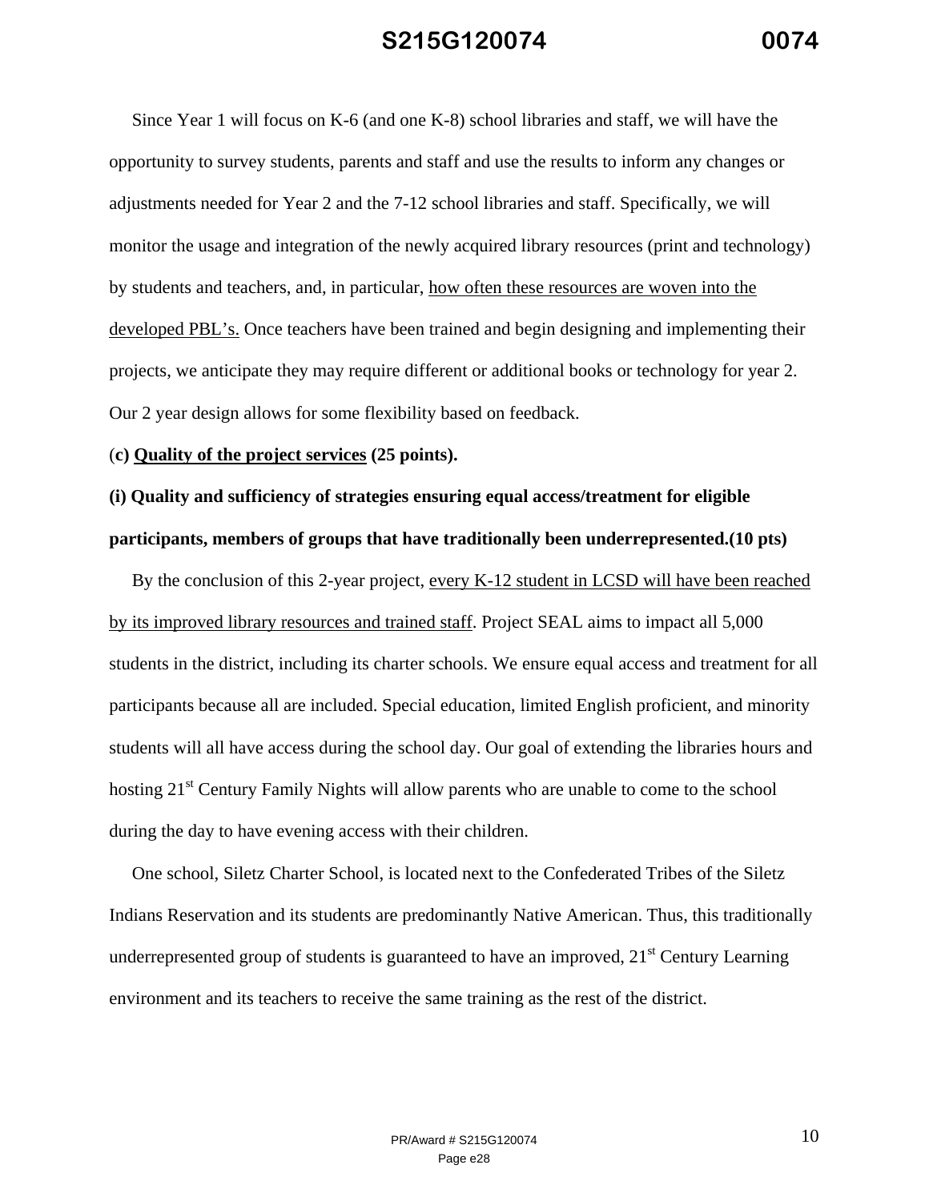Since Year 1 will focus on K-6 (and one K-8) school libraries and staff, we will have the opportunity to survey students, parents and staff and use the results to inform any changes or adjustments needed for Year 2 and the 7-12 school libraries and staff. Specifically, we will monitor the usage and integration of the newly acquired library resources (print and technology) by students and teachers, and, in particular, <u>how often these resources are woven into the developed PBL's.</u> Once teachers have been trained and begin designing and implementing their projects, we anticipate they may require different or additional books or technology for year 2. Our 2 year design allows for some flexibility based on feedback.

(**c) <u>Quality of the project services</u> (25 points).**

**(i) Quality and sufficiency of strategies ensuring equal access/treatment for eligible participants, members of groups that have traditionally been underrepresented.(10 pts)**

By the conclusion of this 2-year project, <u>every K-12 student in LCSD will have been reached by its improved library resources and trained staff</u>. Project SEAL aims to impact all 5,000 students in the district, including its charter schools. We ensure equal access and treatment for all participants because all are included. Special education, limited English proficient, and minority students will all have access during the school day. Our goal of extending the libraries hours and hosting 21st Century Family Nights will allow parents who are unable to come to the school during the day to have evening access with their children.

One school, Siletz Charter School, is located next to the Confederated Tribes of the Siletz Indians Reservation and its students are predominantly Native American. Thus, this traditionally underrepresented group of students is guaranteed to have an improved, 21st Century Learning environment and its teachers to receive the same training as the rest of the district.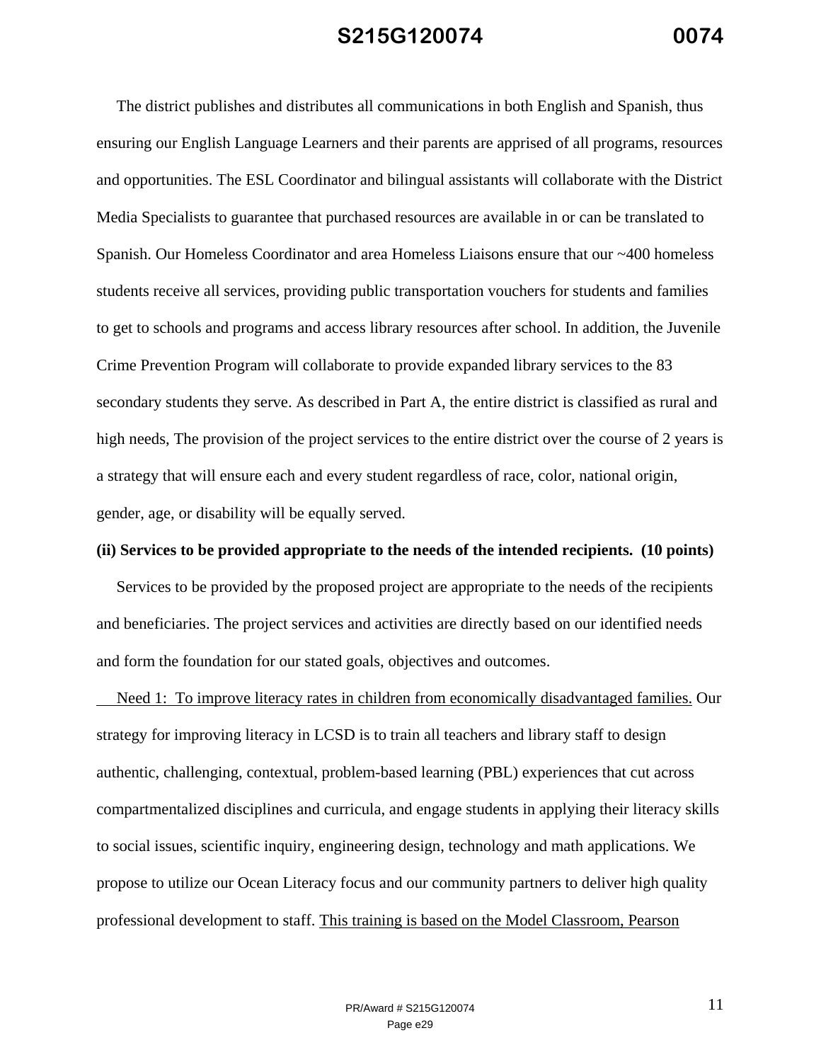The district publishes and distributes all communications in both English and Spanish, thus ensuring our English Language Learners and their parents are apprised of all programs, resources and opportunities. The ESL Coordinator and bilingual assistants will collaborate with the District Media Specialists to guarantee that purchased resources are available in or can be translated to Spanish. Our Homeless Coordinator and area Homeless Liaisons ensure that our ~400 homeless students receive all services, providing public transportation vouchers for students and families to get to schools and programs and access library resources after school. In addition, the Juvenile Crime Prevention Program will collaborate to provide expanded library services to the 83 secondary students they serve. As described in Part A, the entire district is classified as rural and high needs, The provision of the project services to the entire district over the course of 2 years is a strategy that will ensure each and every student regardless of race, color, national origin, gender, age, or disability will be equally served.

**(ii) Services to be provided appropriate to the needs of the intended recipients. (10 points)**

Services to be provided by the proposed project are appropriate to the needs of the recipients and beneficiaries. The project services and activities are directly based on our identified needs and form the foundation for our stated goals, objectives and outcomes.

<u>Need 1: To improve literacy rates in children from economically disadvantaged families.</u> Our strategy for improving literacy in LCSD is to train all teachers and library staff to design authentic, challenging, contextual, problem-based learning (PBL) experiences that cut across compartmentalized disciplines and curricula, and engage students in applying their literacy skills to social issues, scientific inquiry, engineering design, technology and math applications. We propose to utilize our Ocean Literacy focus and our community partners to deliver high quality professional development to staff. <u>This training is based on the Model Classroom, Pearson</u>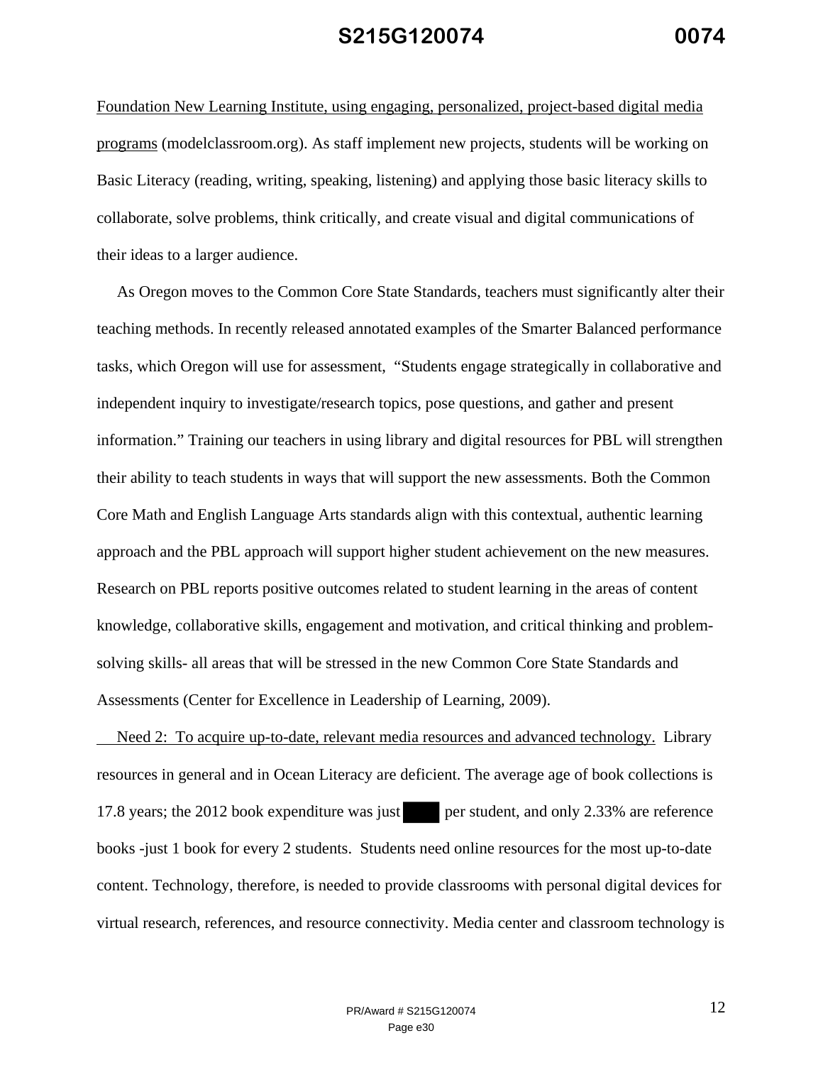<u>Foundation New Learning Institute, using engaging, personalized, project-based digital media programs</u> (modelclassroom.org). As staff implement new projects, students will be working on Basic Literacy (reading, writing, speaking, listening) and applying those basic literacy skills to collaborate, solve problems, think critically, and create visual and digital communications of their ideas to a larger audience.

As Oregon moves to the Common Core State Standards, teachers must significantly alter their teaching methods. In recently released annotated examples of the Smarter Balanced performance tasks, which Oregon will use for assessment, "Students engage strategically in collaborative and independent inquiry to investigate/research topics, pose questions, and gather and present information." Training our teachers in using library and digital resources for PBL will strengthen their ability to teach students in ways that will support the new assessments. Both the Common Core Math and English Language Arts standards align with this contextual, authentic learning approach and the PBL approach will support higher student achievement on the new measures. Research on PBL reports positive outcomes related to student learning in the areas of content knowledge, collaborative skills, engagement and motivation, and critical thinking and problem-solving skills- all areas that will be stressed in the new Common Core State Standards and Assessments (Center for Excellence in Leadership of Learning, 2009).

<u>Need 2: To acquire up-to-date, relevant media resources and advanced technology.</u> Library resources in general and in Ocean Literacy are deficient. The average age of book collections is 17.8 years; the 2012 book expenditure was just [redacted] per student, and only 2.33% are reference books -just 1 book for every 2 students. Students need online resources for the most up-to-date content. Technology, therefore, is needed to provide classrooms with personal digital devices for virtual research, references, and resource connectivity. Media center and classroom technology is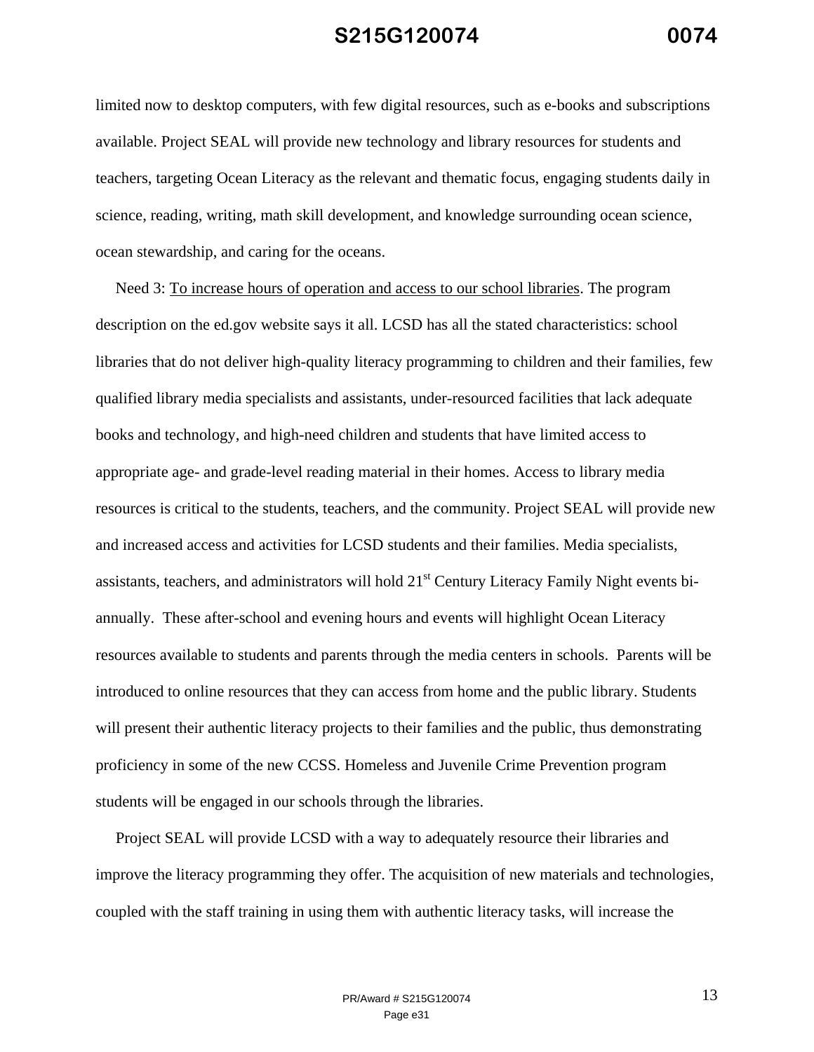limited now to desktop computers, with few digital resources, such as e-books and subscriptions available. Project SEAL will provide new technology and library resources for students and teachers, targeting Ocean Literacy as the relevant and thematic focus, engaging students daily in science, reading, writing, math skill development, and knowledge surrounding ocean science, ocean stewardship, and caring for the oceans.

Need 3: <u>To increase hours of operation and access to our school libraries</u>. The program description on the ed.gov website says it all. LCSD has all the stated characteristics: school libraries that do not deliver high-quality literacy programming to children and their families, few qualified library media specialists and assistants, under-resourced facilities that lack adequate books and technology, and high-need children and students that have limited access to appropriate age- and grade-level reading material in their homes. Access to library media resources is critical to the students, teachers, and the community. Project SEAL will provide new and increased access and activities for LCSD students and their families. Media specialists, assistants, teachers, and administrators will hold 21st Century Literacy Family Night events bi-annually. These after-school and evening hours and events will highlight Ocean Literacy resources available to students and parents through the media centers in schools. Parents will be introduced to online resources that they can access from home and the public library. Students will present their authentic literacy projects to their families and the public, thus demonstrating proficiency in some of the new CCSS. Homeless and Juvenile Crime Prevention program students will be engaged in our schools through the libraries.

Project SEAL will provide LCSD with a way to adequately resource their libraries and improve the literacy programming they offer. The acquisition of new materials and technologies, coupled with the staff training in using them with authentic literacy tasks, will increase the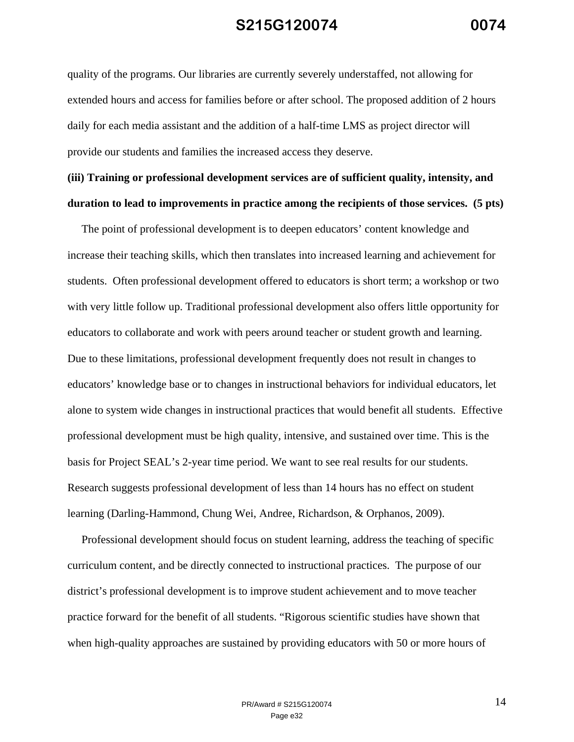quality of the programs. Our libraries are currently severely understaffed, not allowing for extended hours and access for families before or after school. The proposed addition of 2 hours daily for each media assistant and the addition of a half-time LMS as project director will provide our students and families the increased access they deserve.

**(iii) Training or professional development services are of sufficient quality, intensity, and duration to lead to improvements in practice among the recipients of those services. (5 pts)**

The point of professional development is to deepen educators' content knowledge and increase their teaching skills, which then translates into increased learning and achievement for students. Often professional development offered to educators is short term; a workshop or two with very little follow up. Traditional professional development also offers little opportunity for educators to collaborate and work with peers around teacher or student growth and learning. Due to these limitations, professional development frequently does not result in changes to educators' knowledge base or to changes in instructional behaviors for individual educators, let alone to system wide changes in instructional practices that would benefit all students. Effective professional development must be high quality, intensive, and sustained over time. This is the basis for Project SEAL's 2-year time period. We want to see real results for our students. Research suggests professional development of less than 14 hours has no effect on student learning (Darling-Hammond, Chung Wei, Andree, Richardson, & Orphanos, 2009).

Professional development should focus on student learning, address the teaching of specific curriculum content, and be directly connected to instructional practices. The purpose of our district's professional development is to improve student achievement and to move teacher practice forward for the benefit of all students. "Rigorous scientific studies have shown that when high-quality approaches are sustained by providing educators with 50 or more hours of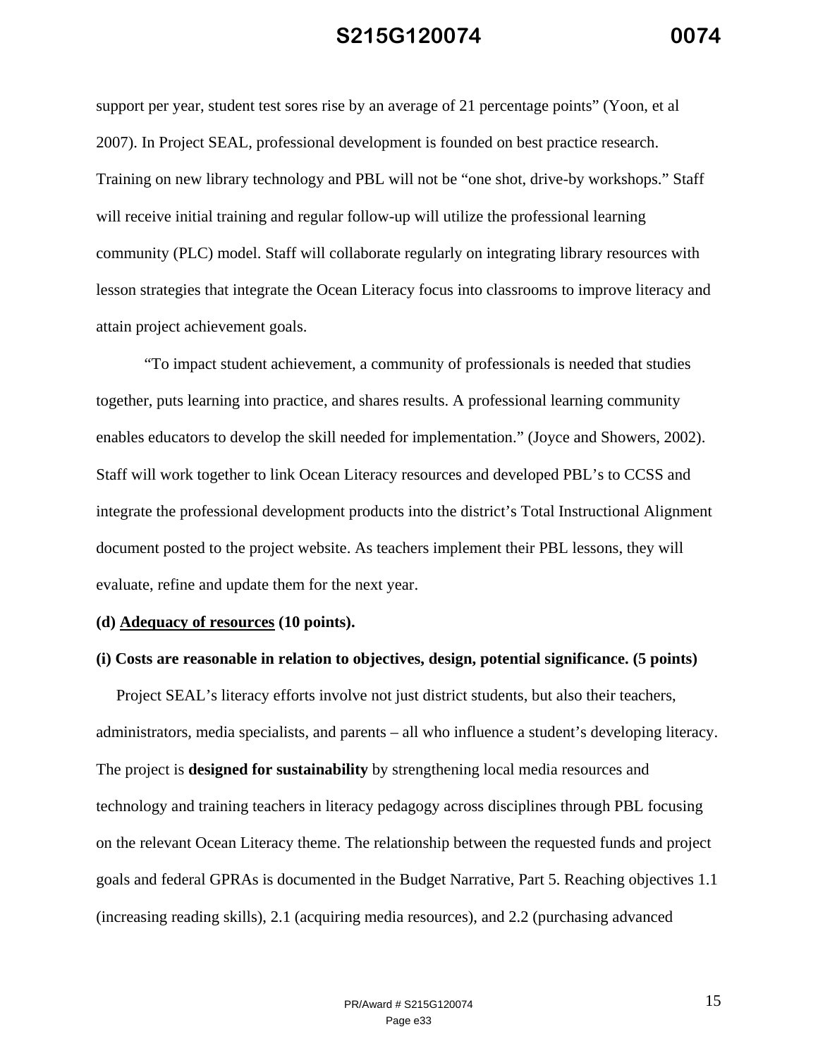support per year, student test sores rise by an average of 21 percentage points" (Yoon, et al 2007). In Project SEAL, professional development is founded on best practice research. Training on new library technology and PBL will not be "one shot, drive-by workshops." Staff will receive initial training and regular follow-up will utilize the professional learning community (PLC) model. Staff will collaborate regularly on integrating library resources with lesson strategies that integrate the Ocean Literacy focus into classrooms to improve literacy and attain project achievement goals.

"To impact student achievement, a community of professionals is needed that studies together, puts learning into practice, and shares results. A professional learning community enables educators to develop the skill needed for implementation." (Joyce and Showers, 2002). Staff will work together to link Ocean Literacy resources and developed PBL's to CCSS and integrate the professional development products into the district's Total Instructional Alignment document posted to the project website. As teachers implement their PBL lessons, they will evaluate, refine and update them for the next year.

**(d) Adequacy of resources (10 points).**

**(i) Costs are reasonable in relation to objectives, design, potential significance. (5 points)**

Project SEAL's literacy efforts involve not just district students, but also their teachers, administrators, media specialists, and parents – all who influence a student's developing literacy. The project is **designed for sustainability** by strengthening local media resources and technology and training teachers in literacy pedagogy across disciplines through PBL focusing on the relevant Ocean Literacy theme. The relationship between the requested funds and project goals and federal GPRAs is documented in the Budget Narrative, Part 5. Reaching objectives 1.1 (increasing reading skills), 2.1 (acquiring media resources), and 2.2 (purchasing advanced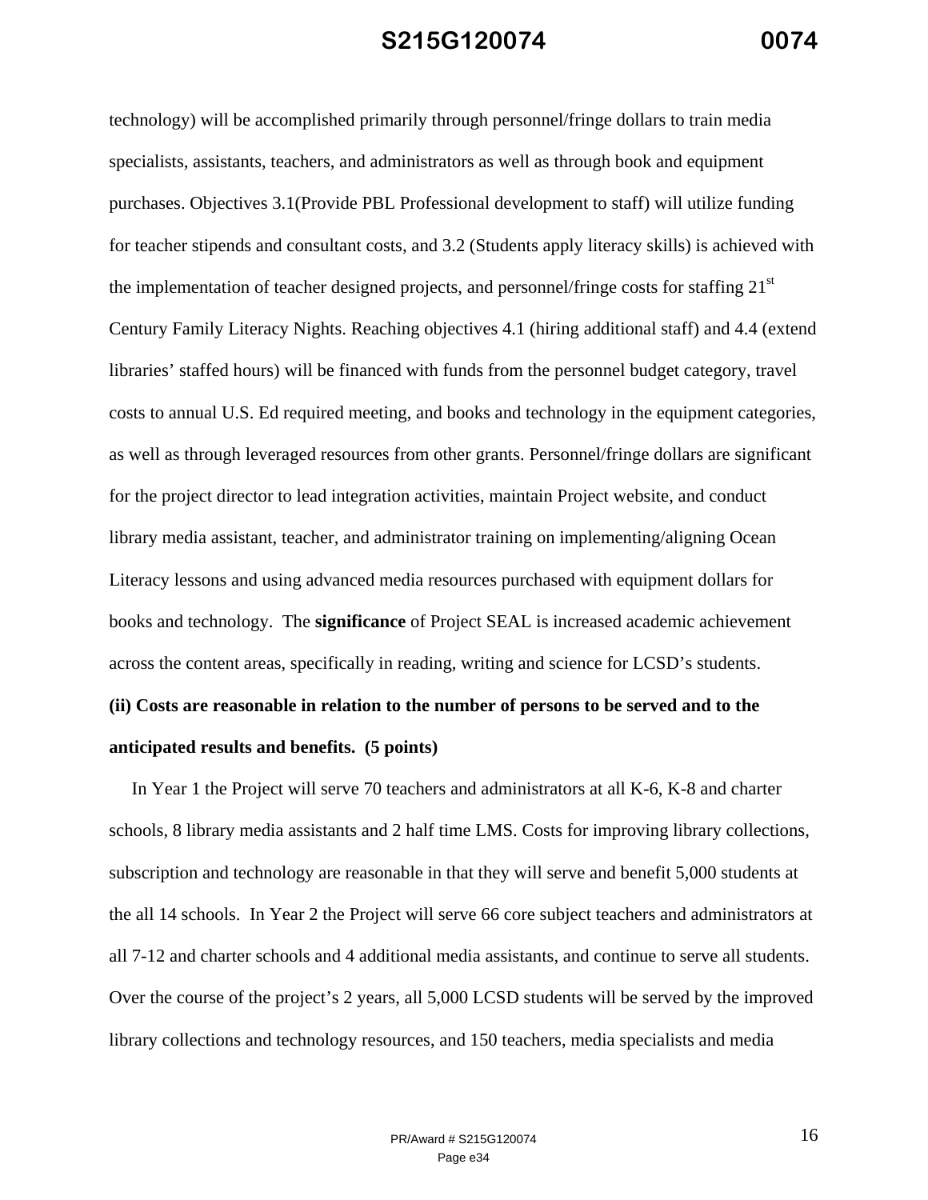technology) will be accomplished primarily through personnel/fringe dollars to train media specialists, assistants, teachers, and administrators as well as through book and equipment purchases. Objectives 3.1(Provide PBL Professional development to staff) will utilize funding for teacher stipends and consultant costs, and 3.2 (Students apply literacy skills) is achieved with the implementation of teacher designed projects, and personnel/fringe costs for staffing 21st Century Family Literacy Nights. Reaching objectives 4.1 (hiring additional staff) and 4.4 (extend libraries' staffed hours) will be financed with funds from the personnel budget category, travel costs to annual U.S. Ed required meeting, and books and technology in the equipment categories, as well as through leveraged resources from other grants. Personnel/fringe dollars are significant for the project director to lead integration activities, maintain Project website, and conduct library media assistant, teacher, and administrator training on implementing/aligning Ocean Literacy lessons and using advanced media resources purchased with equipment dollars for books and technology. The **significance** of Project SEAL is increased academic achievement across the content areas, specifically in reading, writing and science for LCSD's students.

**(ii) Costs are reasonable in relation to the number of persons to be served and to the anticipated results and benefits. (5 points)**

In Year 1 the Project will serve 70 teachers and administrators at all K-6, K-8 and charter schools, 8 library media assistants and 2 half time LMS. Costs for improving library collections, subscription and technology are reasonable in that they will serve and benefit 5,000 students at the all 14 schools. In Year 2 the Project will serve 66 core subject teachers and administrators at all 7-12 and charter schools and 4 additional media assistants, and continue to serve all students. Over the course of the project's 2 years, all 5,000 LCSD students will be served by the improved library collections and technology resources, and 150 teachers, media specialists and media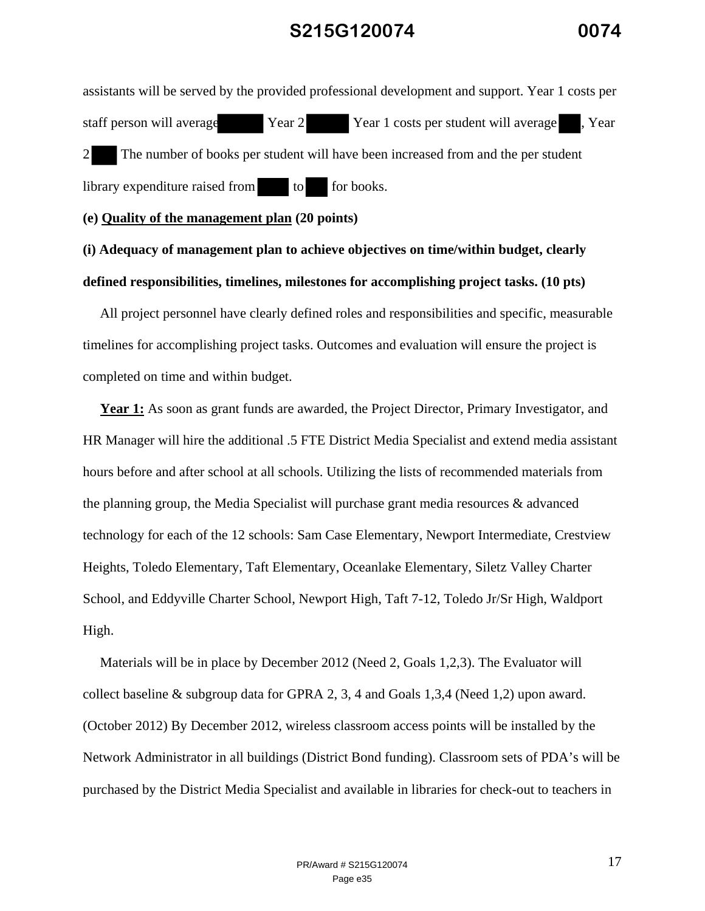assistants will be served by the provided professional development and support. Year 1 costs per staff person will average Year 2 Year 1 costs per student will average , Year 2 The number of books per student will have been increased from and the per student library expenditure raised from to for books.

**(e) <u>Quality of the management plan</u> (20 points)**

**(i) Adequacy of management plan to achieve objectives on time/within budget, clearly defined responsibilities, timelines, milestones for accomplishing project tasks. (10 pts)**

All project personnel have clearly defined roles and responsibilities and specific, measurable timelines for accomplishing project tasks. Outcomes and evaluation will ensure the project is completed on time and within budget.

**<u>Year 1:</u>** As soon as grant funds are awarded, the Project Director, Primary Investigator, and HR Manager will hire the additional .5 FTE District Media Specialist and extend media assistant hours before and after school at all schools. Utilizing the lists of recommended materials from the planning group, the Media Specialist will purchase grant media resources & advanced technology for each of the 12 schools: Sam Case Elementary, Newport Intermediate, Crestview Heights, Toledo Elementary, Taft Elementary, Oceanlake Elementary, Siletz Valley Charter School, and Eddyville Charter School, Newport High, Taft 7-12, Toledo Jr/Sr High, Waldport High.

Materials will be in place by December 2012 (Need 2, Goals 1,2,3). The Evaluator will collect baseline & subgroup data for GPRA 2, 3, 4 and Goals 1,3,4 (Need 1,2) upon award. (October 2012) By December 2012, wireless classroom access points will be installed by the Network Administrator in all buildings (District Bond funding). Classroom sets of PDA's will be purchased by the District Media Specialist and available in libraries for check-out to teachers in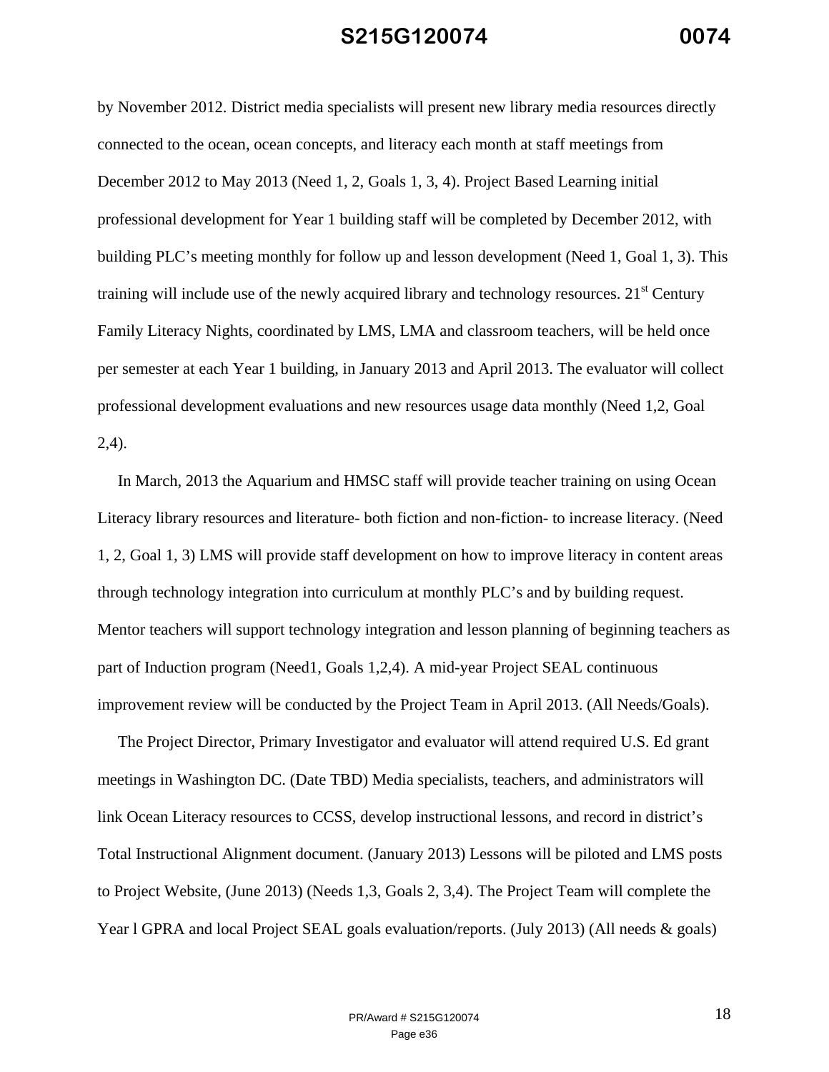by November 2012. District media specialists will present new library media resources directly connected to the ocean, ocean concepts, and literacy each month at staff meetings from December 2012 to May 2013 (Need 1, 2, Goals 1, 3, 4). Project Based Learning initial professional development for Year 1 building staff will be completed by December 2012, with building PLC's meeting monthly for follow up and lesson development (Need 1, Goal 1, 3). This training will include use of the newly acquired library and technology resources. 21st Century Family Literacy Nights, coordinated by LMS, LMA and classroom teachers, will be held once per semester at each Year 1 building, in January 2013 and April 2013. The evaluator will collect professional development evaluations and new resources usage data monthly (Need 1,2, Goal 2,4).

In March, 2013 the Aquarium and HMSC staff will provide teacher training on using Ocean Literacy library resources and literature- both fiction and non-fiction- to increase literacy. (Need 1, 2, Goal 1, 3) LMS will provide staff development on how to improve literacy in content areas through technology integration into curriculum at monthly PLC's and by building request. Mentor teachers will support technology integration and lesson planning of beginning teachers as part of Induction program (Need1, Goals 1,2,4). A mid-year Project SEAL continuous improvement review will be conducted by the Project Team in April 2013. (All Needs/Goals).

The Project Director, Primary Investigator and evaluator will attend required U.S. Ed grant meetings in Washington DC. (Date TBD) Media specialists, teachers, and administrators will link Ocean Literacy resources to CCSS, develop instructional lessons, and record in district's Total Instructional Alignment document. (January 2013) Lessons will be piloted and LMS posts to Project Website, (June 2013) (Needs 1,3, Goals 2, 3,4). The Project Team will complete the Year l GPRA and local Project SEAL goals evaluation/reports. (July 2013) (All needs & goals)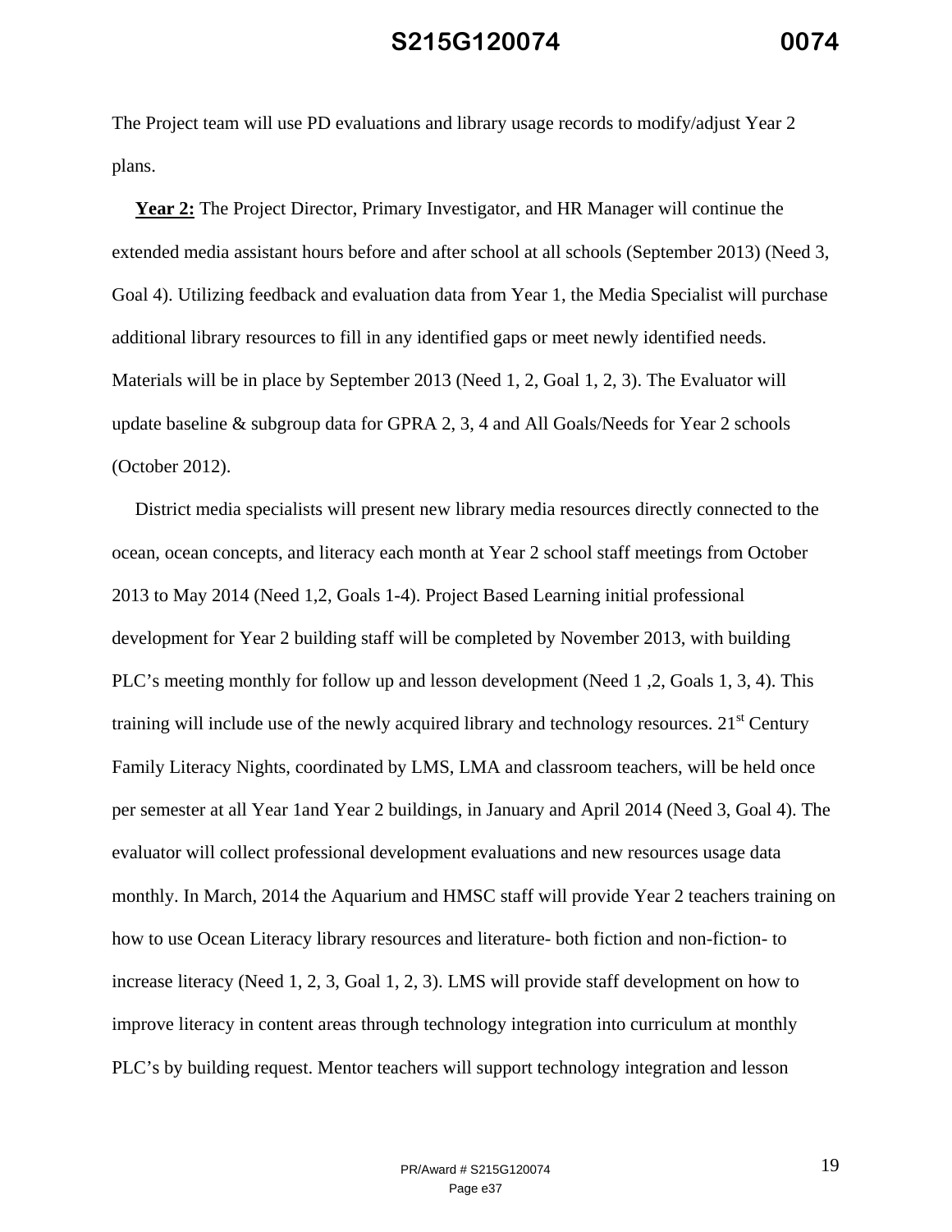The Project team will use PD evaluations and library usage records to modify/adjust Year 2 plans.

**Year 2:** The Project Director, Primary Investigator, and HR Manager will continue the extended media assistant hours before and after school at all schools (September 2013) (Need 3, Goal 4). Utilizing feedback and evaluation data from Year 1, the Media Specialist will purchase additional library resources to fill in any identified gaps or meet newly identified needs. Materials will be in place by September 2013 (Need 1, 2, Goal 1, 2, 3). The Evaluator will update baseline & subgroup data for GPRA 2, 3, 4 and All Goals/Needs for Year 2 schools (October 2012).

District media specialists will present new library media resources directly connected to the ocean, ocean concepts, and literacy each month at Year 2 school staff meetings from October 2013 to May 2014 (Need 1,2, Goals 1-4). Project Based Learning initial professional development for Year 2 building staff will be completed by November 2013, with building PLC's meeting monthly for follow up and lesson development (Need 1 ,2, Goals 1, 3, 4). This training will include use of the newly acquired library and technology resources. 21st Century Family Literacy Nights, coordinated by LMS, LMA and classroom teachers, will be held once per semester at all Year 1and Year 2 buildings, in January and April 2014 (Need 3, Goal 4). The evaluator will collect professional development evaluations and new resources usage data monthly. In March, 2014 the Aquarium and HMSC staff will provide Year 2 teachers training on how to use Ocean Literacy library resources and literature- both fiction and non-fiction- to increase literacy (Need 1, 2, 3, Goal 1, 2, 3). LMS will provide staff development on how to improve literacy in content areas through technology integration into curriculum at monthly PLC's by building request. Mentor teachers will support technology integration and lesson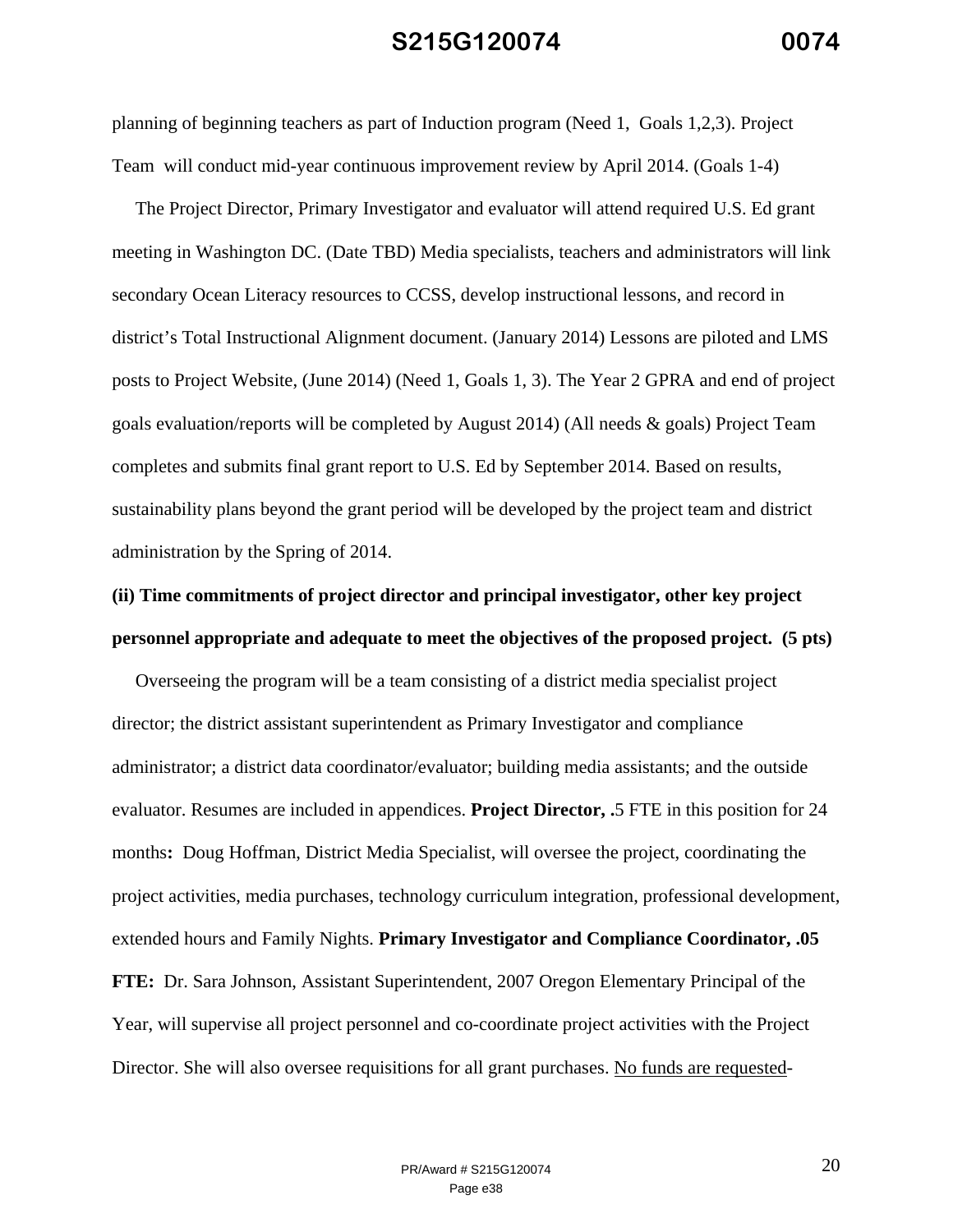planning of beginning teachers as part of Induction program (Need 1, Goals 1,2,3). Project Team will conduct mid-year continuous improvement review by April 2014. (Goals 1-4)

The Project Director, Primary Investigator and evaluator will attend required U.S. Ed grant meeting in Washington DC. (Date TBD) Media specialists, teachers and administrators will link secondary Ocean Literacy resources to CCSS, develop instructional lessons, and record in district's Total Instructional Alignment document. (January 2014) Lessons are piloted and LMS posts to Project Website, (June 2014) (Need 1, Goals 1, 3). The Year 2 GPRA and end of project goals evaluation/reports will be completed by August 2014) (All needs & goals) Project Team completes and submits final grant report to U.S. Ed by September 2014. Based on results, sustainability plans beyond the grant period will be developed by the project team and district administration by the Spring of 2014.

**(ii) Time commitments of project director and principal investigator, other key project personnel appropriate and adequate to meet the objectives of the proposed project. (5 pts)**

Overseeing the program will be a team consisting of a district media specialist project director; the district assistant superintendent as Primary Investigator and compliance administrator; a district data coordinator/evaluator; building media assistants; and the outside evaluator. Resumes are included in appendices. **Project Director, .**5 FTE in this position for 24 months**:** Doug Hoffman, District Media Specialist, will oversee the project, coordinating the project activities, media purchases, technology curriculum integration, professional development, extended hours and Family Nights. **Primary Investigator and Compliance Coordinator, .05 FTE:** Dr. Sara Johnson, Assistant Superintendent, 2007 Oregon Elementary Principal of the Year, will supervise all project personnel and co-coordinate project activities with the Project Director. She will also oversee requisitions for all grant purchases. <u>No funds are requested</u>-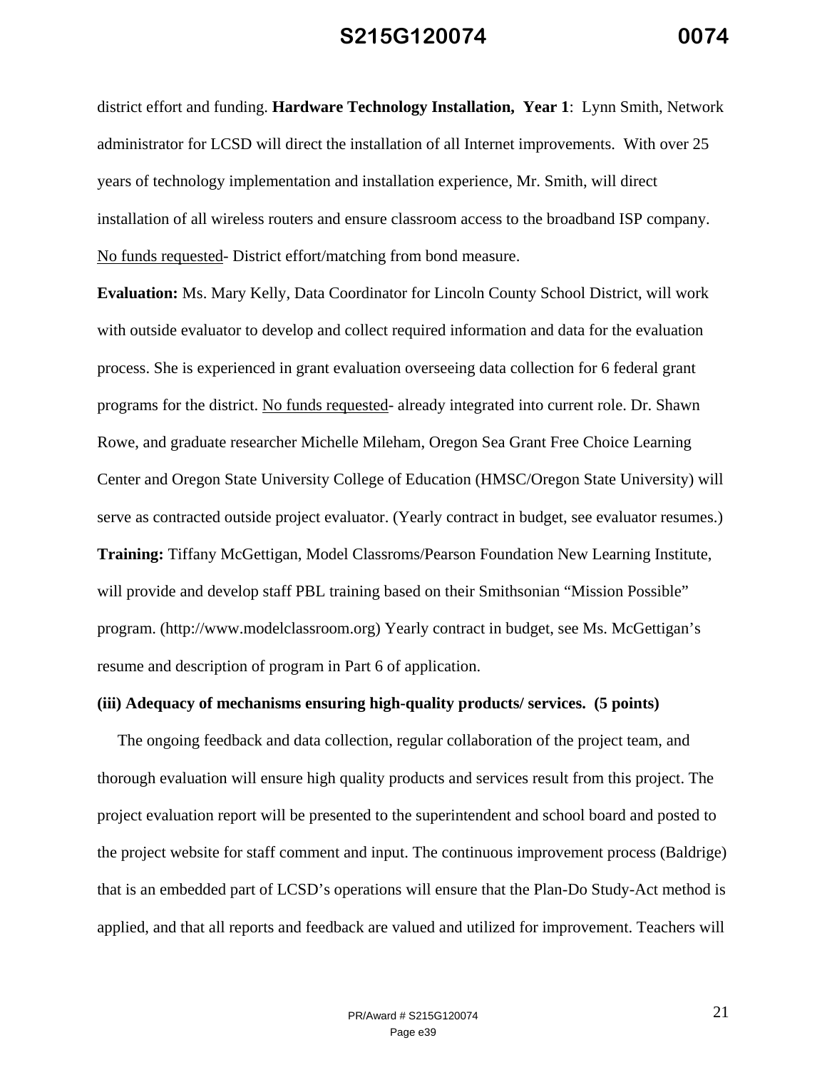district effort and funding. **Hardware Technology Installation, Year 1**: Lynn Smith, Network administrator for LCSD will direct the installation of all Internet improvements. With over 25 years of technology implementation and installation experience, Mr. Smith, will direct installation of all wireless routers and ensure classroom access to the broadband ISP company. No funds requested- District effort/matching from bond measure.

**Evaluation:** Ms. Mary Kelly, Data Coordinator for Lincoln County School District, will work with outside evaluator to develop and collect required information and data for the evaluation process. She is experienced in grant evaluation overseeing data collection for 6 federal grant programs for the district. No funds requested- already integrated into current role. Dr. Shawn Rowe, and graduate researcher Michelle Mileham, Oregon Sea Grant Free Choice Learning Center and Oregon State University College of Education (HMSC/Oregon State University) will serve as contracted outside project evaluator. (Yearly contract in budget, see evaluator resumes.)

**Training:** Tiffany McGettigan, Model Classroms/Pearson Foundation New Learning Institute, will provide and develop staff PBL training based on their Smithsonian "Mission Possible" program. (http://www.modelclassroom.org) Yearly contract in budget, see Ms. McGettigan's resume and description of program in Part 6 of application.

**(iii) Adequacy of mechanisms ensuring high-quality products/ services. (5 points)**

The ongoing feedback and data collection, regular collaboration of the project team, and thorough evaluation will ensure high quality products and services result from this project. The project evaluation report will be presented to the superintendent and school board and posted to the project website for staff comment and input. The continuous improvement process (Baldrige) that is an embedded part of LCSD's operations will ensure that the Plan-Do Study-Act method is applied, and that all reports and feedback are valued and utilized for improvement. Teachers will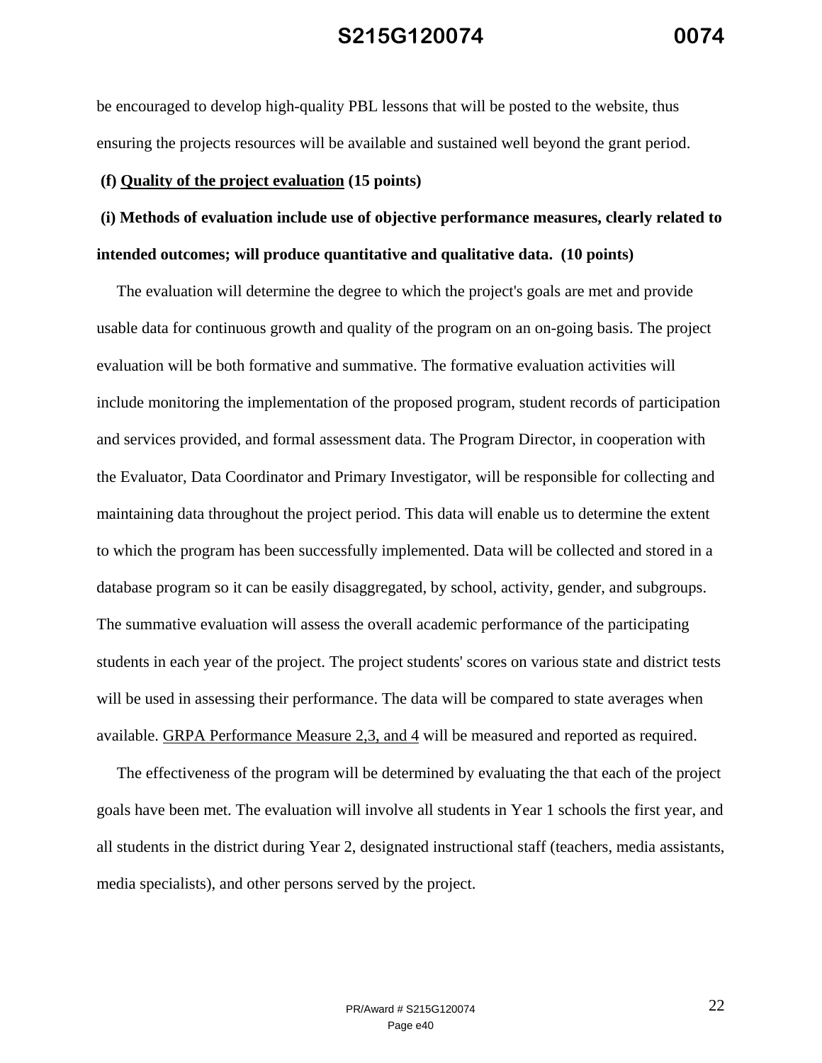be encouraged to develop high-quality PBL lessons that will be posted to the website, thus ensuring the projects resources will be available and sustained well beyond the grant period.

**(f) Quality of the project evaluation (15 points)**

**(i) Methods of evaluation include use of objective performance measures, clearly related to intended outcomes; will produce quantitative and qualitative data. (10 points)**

The evaluation will determine the degree to which the project's goals are met and provide usable data for continuous growth and quality of the program on an on-going basis. The project evaluation will be both formative and summative. The formative evaluation activities will include monitoring the implementation of the proposed program, student records of participation and services provided, and formal assessment data. The Program Director, in cooperation with the Evaluator, Data Coordinator and Primary Investigator, will be responsible for collecting and maintaining data throughout the project period. This data will enable us to determine the extent to which the program has been successfully implemented. Data will be collected and stored in a database program so it can be easily disaggregated, by school, activity, gender, and subgroups. The summative evaluation will assess the overall academic performance of the participating students in each year of the project. The project students' scores on various state and district tests will be used in assessing their performance. The data will be compared to state averages when available. GRPA Performance Measure 2,3, and 4 will be measured and reported as required.

The effectiveness of the program will be determined by evaluating the that each of the project goals have been met. The evaluation will involve all students in Year 1 schools the first year, and all students in the district during Year 2, designated instructional staff (teachers, media assistants, media specialists), and other persons served by the project.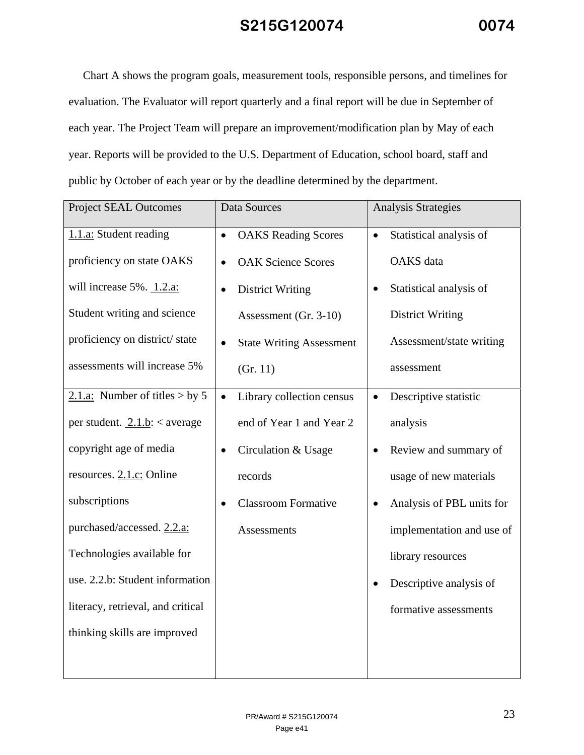Chart A shows the program goals, measurement tools, responsible persons, and timelines for evaluation. The Evaluator will report quarterly and a final report will be due in September of each year. The Project Team will prepare an improvement/modification plan by May of each year. Reports will be provided to the U.S. Department of Education, school board, staff and public by October of each year or by the deadline determined by the department.

| Project SEAL Outcomes | Data Sources | Analysis Strategies |
|---|---|---|
| 1.1.a: Student reading proficiency on state OAKS will increase 5%. 1.2.a: Student writing and science proficiency on district/ state assessments will increase 5% | • OAKS Reading Scores<br>• OAK Science Scores<br>• District Writing Assessment (Gr. 3-10)<br>• State Writing Assessment (Gr. 11) | • Statistical analysis of OAKS data<br>• Statistical analysis of District Writing Assessment/state writing assessment |
| 2.1.a: Number of titles > by 5 per student. 2.1.b: < average copyright age of media resources. 2.1.c: Online subscriptions purchased/accessed. 2.2.a: Technologies available for use. 2.2.b: Student information literacy, retrieval, and critical thinking skills are improved | • Library collection census end of Year 1 and Year 2<br>• Circulation & Usage records<br>• Classroom Formative Assessments | • Descriptive statistic analysis<br>• Review and summary of usage of new materials<br>• Analysis of PBL units for implementation and use of library resources<br>• Descriptive analysis of formative assessments |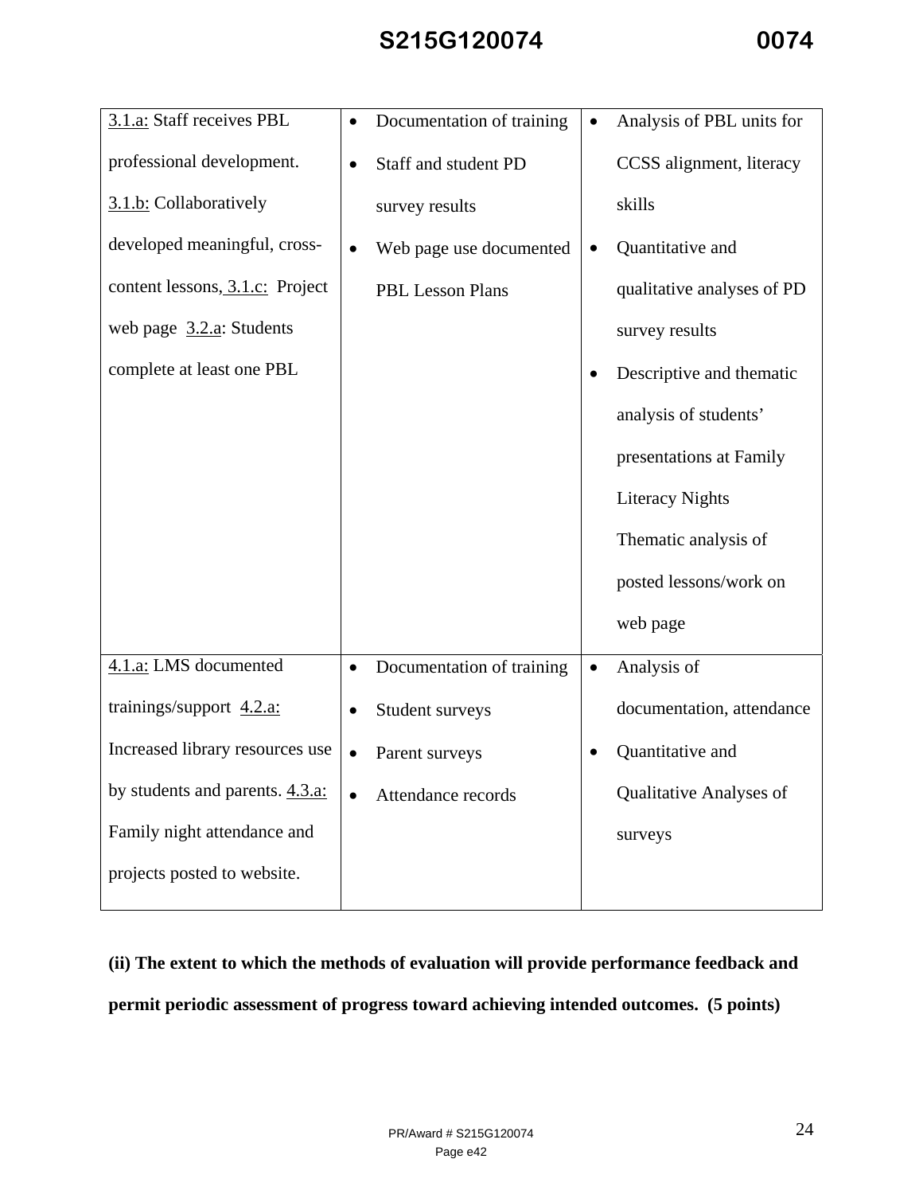| | | |
|---|---|---|
| 3.1.a: Staff receives PBL professional development. 3.1.b: Collaboratively developed meaningful, cross-content lessons, 3.1.c: Project web page 3.2.a: Students complete at least one PBL | • Documentation of training<br>• Staff and student PD survey results<br>• Web page use documented PBL Lesson Plans | • Analysis of PBL units for CCSS alignment, literacy skills<br>• Quantitative and qualitative analyses of PD survey results<br>• Descriptive and thematic analysis of students' presentations at Family Literacy Nights Thematic analysis of posted lessons/work on web page |
| 4.1.a: LMS documented trainings/support 4.2.a: Increased library resources use by students and parents. 4.3.a: Family night attendance and projects posted to website. | • Documentation of training<br>• Student surveys<br>• Parent surveys<br>• Attendance records | • Analysis of documentation, attendance<br>• Quantitative and Qualitative Analyses of surveys |

**(ii) The extent to which the methods of evaluation will provide performance feedback and permit periodic assessment of progress toward achieving intended outcomes. (5 points)**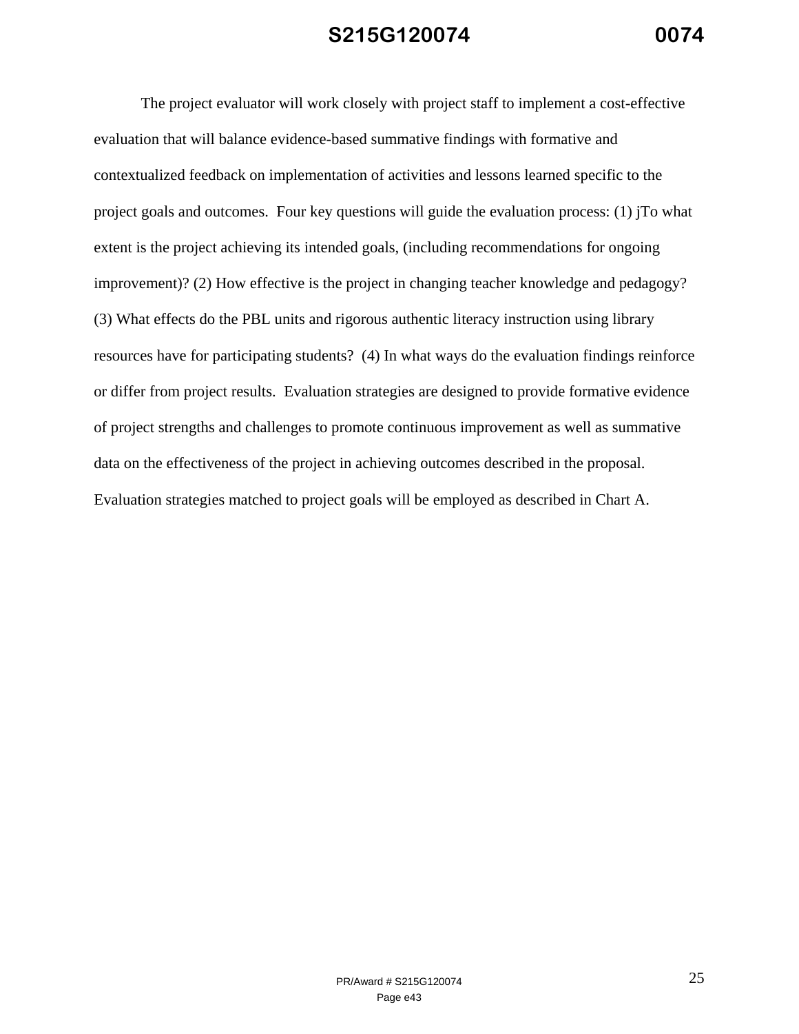The project evaluator will work closely with project staff to implement a cost-effective evaluation that will balance evidence-based summative findings with formative and contextualized feedback on implementation of activities and lessons learned specific to the project goals and outcomes. Four key questions will guide the evaluation process: (1) jTo what extent is the project achieving its intended goals, (including recommendations for ongoing improvement)? (2) How effective is the project in changing teacher knowledge and pedagogy? (3) What effects do the PBL units and rigorous authentic literacy instruction using library resources have for participating students? (4) In what ways do the evaluation findings reinforce or differ from project results. Evaluation strategies are designed to provide formative evidence of project strengths and challenges to promote continuous improvement as well as summative data on the effectiveness of the project in achieving outcomes described in the proposal. Evaluation strategies matched to project goals will be employed as described in Chart A.